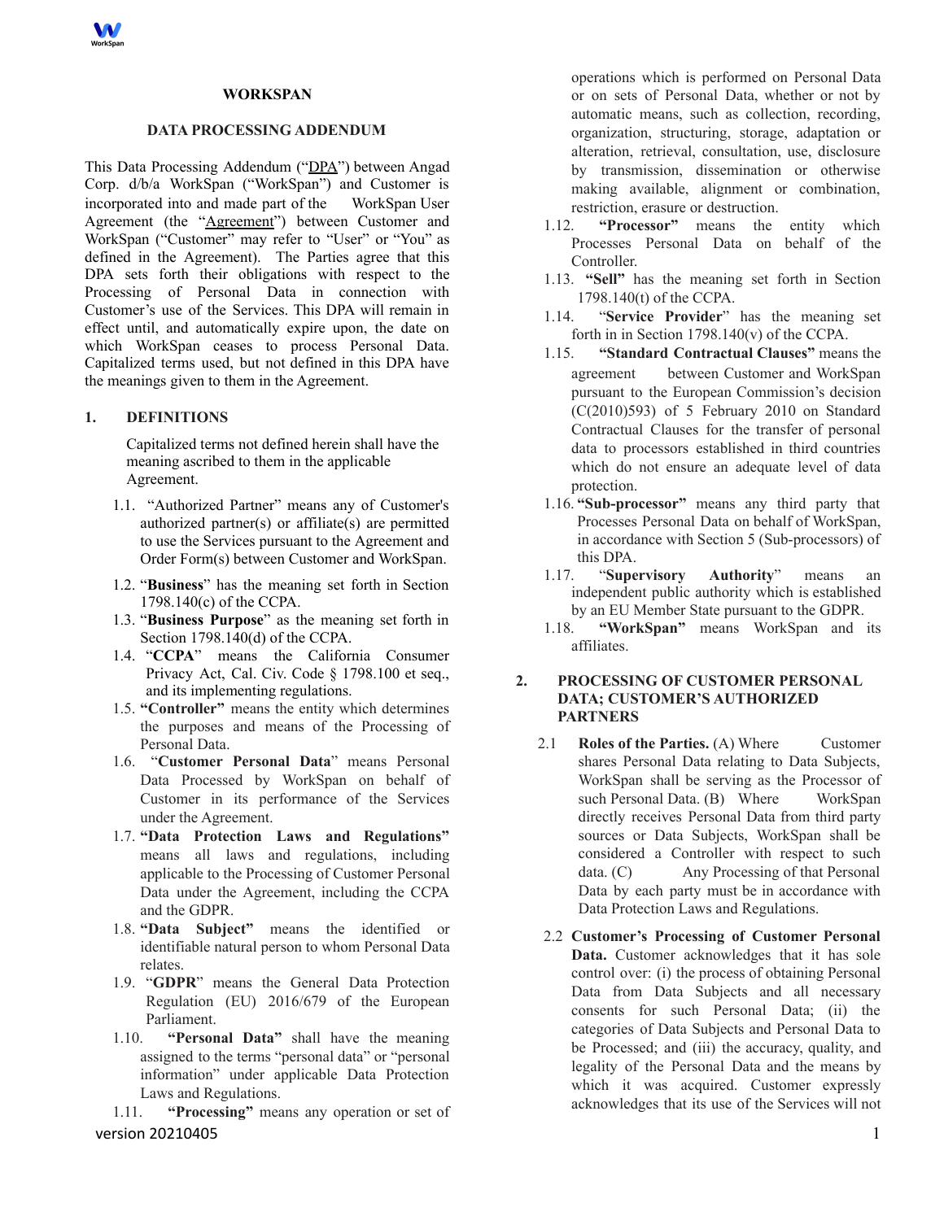# WORKSPAN

## DATA PROCESSING ADDENDUM

This Data Processing Addendum ("DPA") between Angad Corp. d/b/a WorkSpan ("WorkSpan") and Customer is incorporated into and made part of the WorkSpan User Agreement (the "Agreement") between Customer and WorkSpan ("Customer" may refer to "User" or "You" as defined in the Agreement). The Parties agree that this DPA sets forth their obligations with respect to the Processing of Personal Data in connection with Customer's use of the Services. This DPA will remain in effect until, and automatically expire upon, the date on which WorkSpan ceases to process Personal Data. Capitalized terms used, but not defined in this DPA have the meanings given to them in the Agreement.

## 1. DEFINITIONS

Capitalized terms not defined herein shall have the meaning ascribed to them in the applicable Agreement.

1.1. "Authorized Partner" means any of Customer's authorized partner(s) or affiliate(s) are permitted to use the Services pursuant to the Agreement and Order Form(s) between Customer and WorkSpan.

1.2. "**Business**" has the meaning set forth in Section 1798.140(c) of the CCPA.

1.3. "**Business Purpose**" as the meaning set forth in Section 1798.140(d) of the CCPA.

1.4. "**CCPA**" means the California Consumer Privacy Act, Cal. Civ. Code § 1798.100 et seq., and its implementing regulations.

1.5. **"Controller"** means the entity which determines the purposes and means of the Processing of Personal Data.

1.6. "**Customer Personal Data**" means Personal Data Processed by WorkSpan on behalf of Customer in its performance of the Services under the Agreement.

1.7. **"Data Protection Laws and Regulations"** means all laws and regulations, including applicable to the Processing of Customer Personal Data under the Agreement, including the CCPA and the GDPR.

1.8. **"Data Subject"** means the identified or identifiable natural person to whom Personal Data relates.

1.9. "**GDPR**" means the General Data Protection Regulation (EU) 2016/679 of the European Parliament.

1.10. **"Personal Data"** shall have the meaning assigned to the terms "personal data" or "personal information" under applicable Data Protection Laws and Regulations.

1.11. **"Processing"** means any operation or set of operations which is performed on Personal Data or on sets of Personal Data, whether or not by automatic means, such as collection, recording, organization, structuring, storage, adaptation or alteration, retrieval, consultation, use, disclosure by transmission, dissemination or otherwise making available, alignment or combination, restriction, erasure or destruction.

1.12. **"Processor"** means the entity which Processes Personal Data on behalf of the Controller.

1.13. **"Sell"** has the meaning set forth in Section 1798.140(t) of the CCPA.

1.14. "**Service Provider**" has the meaning set forth in in Section 1798.140(v) of the CCPA.

1.15. **"Standard Contractual Clauses"** means the agreement between Customer and WorkSpan pursuant to the European Commission's decision (C(2010)593) of 5 February 2010 on Standard Contractual Clauses for the transfer of personal data to processors established in third countries which do not ensure an adequate level of data protection.

1.16. **"Sub-processor"** means any third party that Processes Personal Data on behalf of WorkSpan, in accordance with Section 5 (Sub-processors) of this DPA.

1.17. "**Supervisory Authority**" means an independent public authority which is established by an EU Member State pursuant to the GDPR.

1.18. **"WorkSpan"** means WorkSpan and its affiliates.

## 2. PROCESSING OF CUSTOMER PERSONAL DATA; CUSTOMER'S AUTHORIZED PARTNERS

2.1 **Roles of the Parties.** (A) Where Customer shares Personal Data relating to Data Subjects, WorkSpan shall be serving as the Processor of such Personal Data. (B) Where WorkSpan directly receives Personal Data from third party sources or Data Subjects, WorkSpan shall be considered a Controller with respect to such data. (C) Any Processing of that Personal Data by each party must be in accordance with Data Protection Laws and Regulations.

2.2 **Customer's Processing of Customer Personal Data.** Customer acknowledges that it has sole control over: (i) the process of obtaining Personal Data from Data Subjects and all necessary consents for such Personal Data; (ii) the categories of Data Subjects and Personal Data to be Processed; and (iii) the accuracy, quality, and legality of the Personal Data and the means by which it was acquired. Customer expressly acknowledges that its use of the Services will not

version 20210405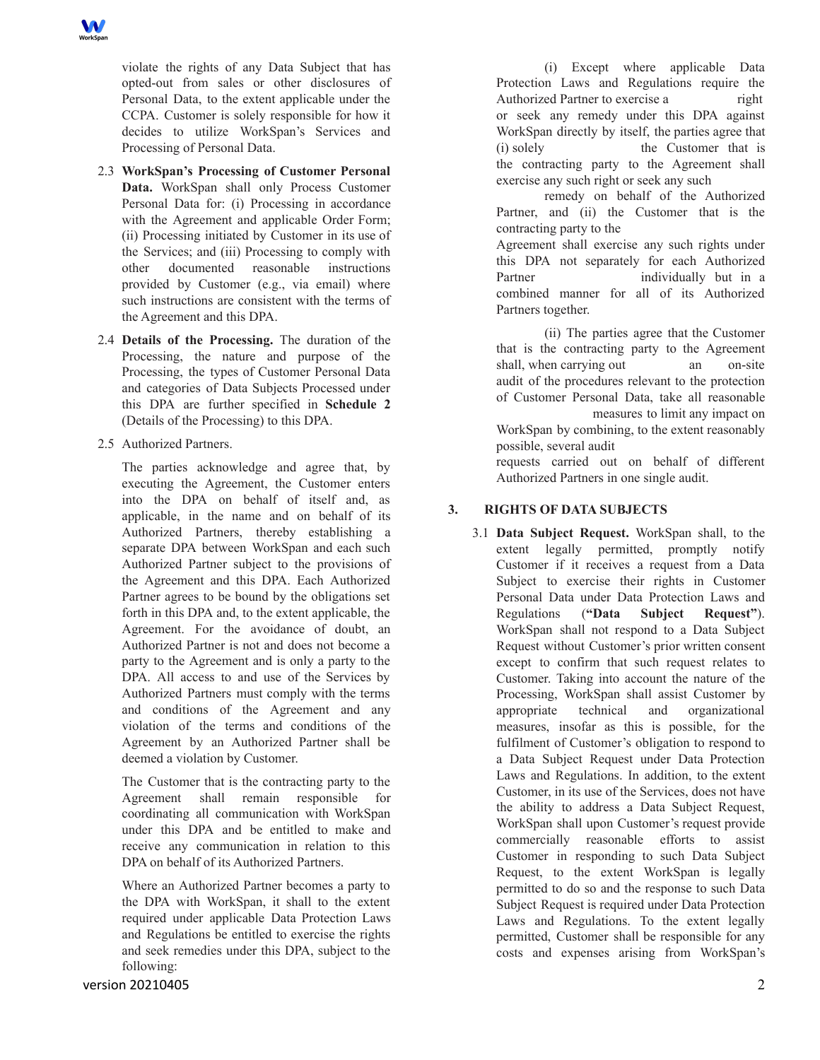violate the rights of any Data Subject that has opted-out from sales or other disclosures of Personal Data, to the extent applicable under the CCPA. Customer is solely responsible for how it decides to utilize WorkSpan's Services and Processing of Personal Data.

2.3 **WorkSpan's Processing of Customer Personal Data.** WorkSpan shall only Process Customer Personal Data for: (i) Processing in accordance with the Agreement and applicable Order Form; (ii) Processing initiated by Customer in its use of the Services; and (iii) Processing to comply with other documented reasonable instructions provided by Customer (e.g., via email) where such instructions are consistent with the terms of the Agreement and this DPA.

2.4 **Details of the Processing.** The duration of the Processing, the nature and purpose of the Processing, the types of Customer Personal Data and categories of Data Subjects Processed under this DPA are further specified in **Schedule 2** (Details of the Processing) to this DPA.

2.5 Authorized Partners.

The parties acknowledge and agree that, by executing the Agreement, the Customer enters into the DPA on behalf of itself and, as applicable, in the name and on behalf of its Authorized Partners, thereby establishing a separate DPA between WorkSpan and each such Authorized Partner subject to the provisions of the Agreement and this DPA. Each Authorized Partner agrees to be bound by the obligations set forth in this DPA and, to the extent applicable, the Agreement. For the avoidance of doubt, an Authorized Partner is not and does not become a party to the Agreement and is only a party to the DPA. All access to and use of the Services by Authorized Partners must comply with the terms and conditions of the Agreement and any violation of the terms and conditions of the Agreement by an Authorized Partner shall be deemed a violation by Customer.

The Customer that is the contracting party to the Agreement shall remain responsible for coordinating all communication with WorkSpan under this DPA and be entitled to make and receive any communication in relation to this DPA on behalf of its Authorized Partners.

Where an Authorized Partner becomes a party to the DPA with WorkSpan, it shall to the extent required under applicable Data Protection Laws and Regulations be entitled to exercise the rights and seek remedies under this DPA, subject to the following:

(i) Except where applicable Data Protection Laws and Regulations require the Authorized Partner to exercise a right or seek any remedy under this DPA against WorkSpan directly by itself, the parties agree that (i) solely the Customer that is the contracting party to the Agreement shall exercise any such right or seek any such remedy on behalf of the Authorized Partner, and (ii) the Customer that is the contracting party to the Agreement shall exercise any such rights under this DPA not separately for each Authorized Partner individually but in a combined manner for all of its Authorized Partners together.

(ii) The parties agree that the Customer that is the contracting party to the Agreement shall, when carrying out an on-site audit of the procedures relevant to the protection of Customer Personal Data, take all reasonable measures to limit any impact on WorkSpan by combining, to the extent reasonably possible, several audit requests carried out on behalf of different Authorized Partners in one single audit.

## 3. RIGHTS OF DATA SUBJECTS

3.1 **Data Subject Request.** WorkSpan shall, to the extent legally permitted, promptly notify Customer if it receives a request from a Data Subject to exercise their rights in Customer Personal Data under Data Protection Laws and Regulations (**"Data Subject Request"**). WorkSpan shall not respond to a Data Subject Request without Customer's prior written consent except to confirm that such request relates to Customer. Taking into account the nature of the Processing, WorkSpan shall assist Customer by appropriate technical and organizational measures, insofar as this is possible, for the fulfilment of Customer's obligation to respond to a Data Subject Request under Data Protection Laws and Regulations. In addition, to the extent Customer, in its use of the Services, does not have the ability to address a Data Subject Request, WorkSpan shall upon Customer's request provide commercially reasonable efforts to assist Customer in responding to such Data Subject Request, to the extent WorkSpan is legally permitted to do so and the response to such Data Subject Request is required under Data Protection Laws and Regulations. To the extent legally permitted, Customer shall be responsible for any costs and expenses arising from WorkSpan's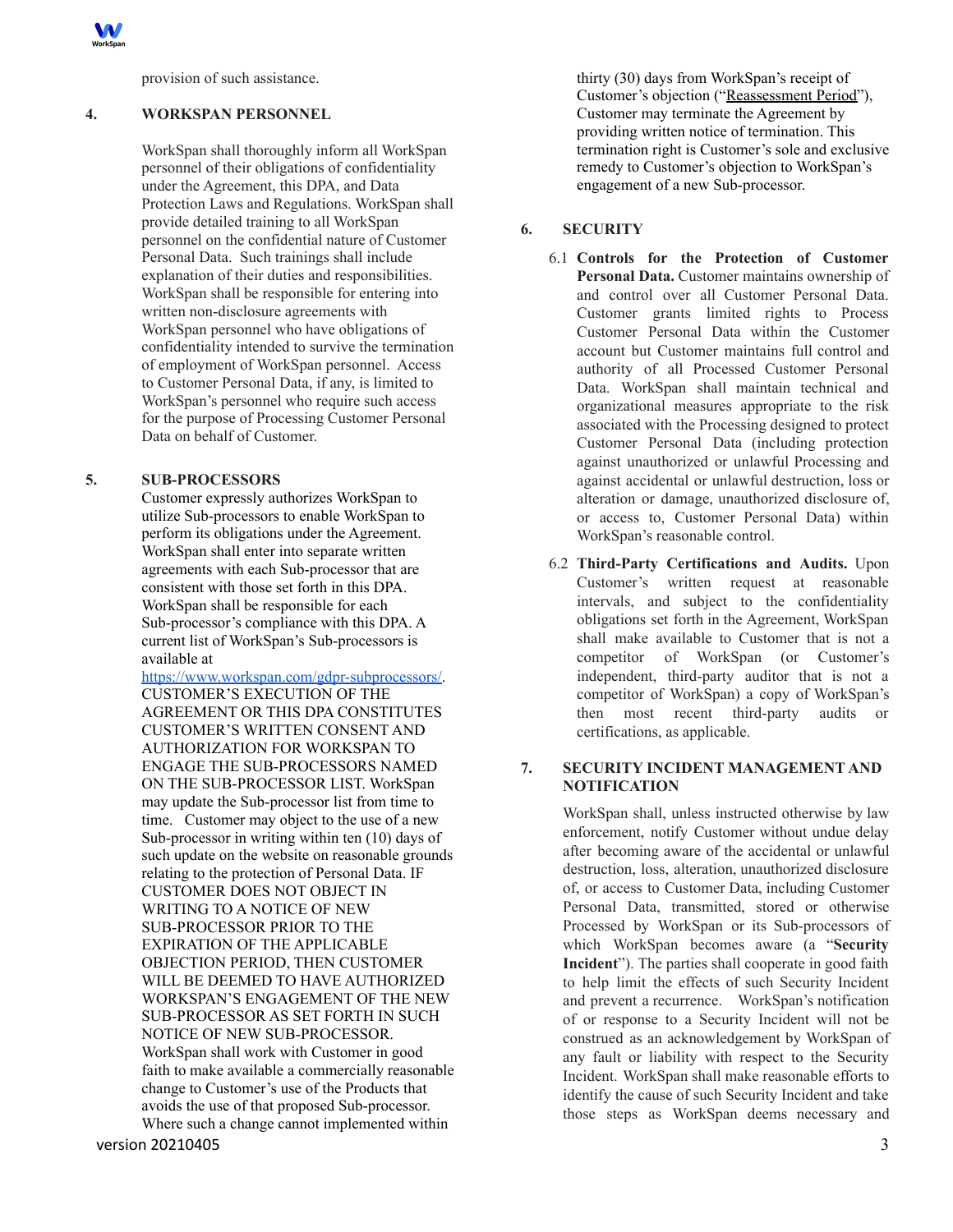provision of such assistance.

## 4. WORKSPAN PERSONNEL

WorkSpan shall thoroughly inform all WorkSpan personnel of their obligations of confidentiality under the Agreement, this DPA, and Data Protection Laws and Regulations. WorkSpan shall provide detailed training to all WorkSpan personnel on the confidential nature of Customer Personal Data. Such trainings shall include explanation of their duties and responsibilities. WorkSpan shall be responsible for entering into written non-disclosure agreements with WorkSpan personnel who have obligations of confidentiality intended to survive the termination of employment of WorkSpan personnel. Access to Customer Personal Data, if any, is limited to WorkSpan's personnel who require such access for the purpose of Processing Customer Personal Data on behalf of Customer.

## 5. SUB-PROCESSORS

Customer expressly authorizes WorkSpan to utilize Sub-processors to enable WorkSpan to perform its obligations under the Agreement. WorkSpan shall enter into separate written agreements with each Sub-processor that are consistent with those set forth in this DPA. WorkSpan shall be responsible for each Sub-processor's compliance with this DPA. A current list of WorkSpan's Sub-processors is available at https://www.workspan.com/gdpr-subprocessors/. CUSTOMER'S EXECUTION OF THE AGREEMENT OR THIS DPA CONSTITUTES CUSTOMER'S WRITTEN CONSENT AND AUTHORIZATION FOR WORKSPAN TO ENGAGE THE SUB-PROCESSORS NAMED ON THE SUB-PROCESSOR LIST. WorkSpan may update the Sub-processor list from time to time. Customer may object to the use of a new Sub-processor in writing within ten (10) days of such update on the website on reasonable grounds relating to the protection of Personal Data. IF CUSTOMER DOES NOT OBJECT IN WRITING TO A NOTICE OF NEW SUB-PROCESSOR PRIOR TO THE EXPIRATION OF THE APPLICABLE OBJECTION PERIOD, THEN CUSTOMER WILL BE DEEMED TO HAVE AUTHORIZED WORKSPAN'S ENGAGEMENT OF THE NEW SUB-PROCESSOR AS SET FORTH IN SUCH NOTICE OF NEW SUB-PROCESSOR. WorkSpan shall work with Customer in good faith to make available a commercially reasonable change to Customer's use of the Products that avoids the use of that proposed Sub-processor. Where such a change cannot implemented within thirty (30) days from WorkSpan's receipt of Customer's objection ("Reassessment Period"), Customer may terminate the Agreement by providing written notice of termination. This termination right is Customer's sole and exclusive remedy to Customer's objection to WorkSpan's engagement of a new Sub-processor.

## 6. SECURITY

6.1 **Controls for the Protection of Customer Personal Data.** Customer maintains ownership of and control over all Customer Personal Data. Customer grants limited rights to Process Customer Personal Data within the Customer account but Customer maintains full control and authority of all Processed Customer Personal Data. WorkSpan shall maintain technical and organizational measures appropriate to the risk associated with the Processing designed to protect Customer Personal Data (including protection against unauthorized or unlawful Processing and against accidental or unlawful destruction, loss or alteration or damage, unauthorized disclosure of, or access to, Customer Personal Data) within WorkSpan's reasonable control.

6.2 **Third-Party Certifications and Audits.** Upon Customer's written request at reasonable intervals, and subject to the confidentiality obligations set forth in the Agreement, WorkSpan shall make available to Customer that is not a competitor of WorkSpan (or Customer's independent, third-party auditor that is not a competitor of WorkSpan) a copy of WorkSpan's then most recent third-party audits or certifications, as applicable.

## 7. SECURITY INCIDENT MANAGEMENT AND NOTIFICATION

WorkSpan shall, unless instructed otherwise by law enforcement, notify Customer without undue delay after becoming aware of the accidental or unlawful destruction, loss, alteration, unauthorized disclosure of, or access to Customer Data, including Customer Personal Data, transmitted, stored or otherwise Processed by WorkSpan or its Sub-processors of which WorkSpan becomes aware (a "**Security Incident**"). The parties shall cooperate in good faith to help limit the effects of such Security Incident and prevent a recurrence. WorkSpan's notification of or response to a Security Incident will not be construed as an acknowledgement by WorkSpan of any fault or liability with respect to the Security Incident. WorkSpan shall make reasonable efforts to identify the cause of such Security Incident and take those steps as WorkSpan deems necessary and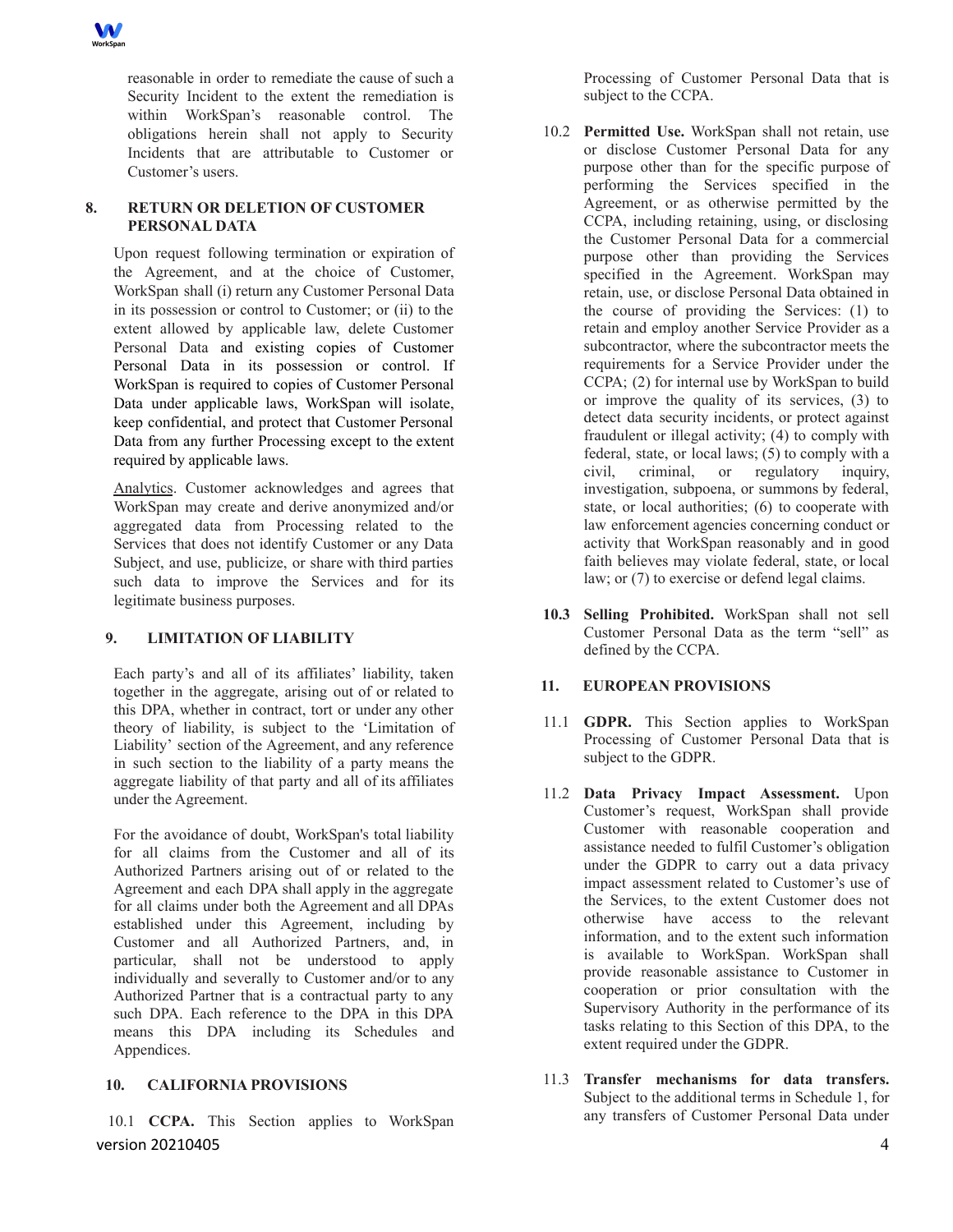reasonable in order to remediate the cause of such a Security Incident to the extent the remediation is within WorkSpan's reasonable control. The obligations herein shall not apply to Security Incidents that are attributable to Customer or Customer's users.

## 8. RETURN OR DELETION OF CUSTOMER PERSONAL DATA

Upon request following termination or expiration of the Agreement, and at the choice of Customer, WorkSpan shall (i) return any Customer Personal Data in its possession or control to Customer; or (ii) to the extent allowed by applicable law, delete Customer Personal Data and existing copies of Customer Personal Data in its possession or control. If WorkSpan is required to copies of Customer Personal Data under applicable laws, WorkSpan will isolate, keep confidential, and protect that Customer Personal Data from any further Processing except to the extent required by applicable laws.

Analytics. Customer acknowledges and agrees that WorkSpan may create and derive anonymized and/or aggregated data from Processing related to the Services that does not identify Customer or any Data Subject, and use, publicize, or share with third parties such data to improve the Services and for its legitimate business purposes.

## 9. LIMITATION OF LIABILITY

Each party's and all of its affiliates' liability, taken together in the aggregate, arising out of or related to this DPA, whether in contract, tort or under any other theory of liability, is subject to the 'Limitation of Liability' section of the Agreement, and any reference in such section to the liability of a party means the aggregate liability of that party and all of its affiliates under the Agreement.

For the avoidance of doubt, WorkSpan's total liability for all claims from the Customer and all of its Authorized Partners arising out of or related to the Agreement and each DPA shall apply in the aggregate for all claims under both the Agreement and all DPAs established under this Agreement, including by Customer and all Authorized Partners, and, in particular, shall not be understood to apply individually and severally to Customer and/or to any Authorized Partner that is a contractual party to any such DPA. Each reference to the DPA in this DPA means this DPA including its Schedules and Appendices.

## 10. CALIFORNIA PROVISIONS

10.1 **CCPA.** This Section applies to WorkSpan Processing of Customer Personal Data that is subject to the CCPA.

10.2 **Permitted Use.** WorkSpan shall not retain, use or disclose Customer Personal Data for any purpose other than for the specific purpose of performing the Services specified in the Agreement, or as otherwise permitted by the CCPA, including retaining, using, or disclosing the Customer Personal Data for a commercial purpose other than providing the Services specified in the Agreement. WorkSpan may retain, use, or disclose Personal Data obtained in the course of providing the Services: (1) to retain and employ another Service Provider as a subcontractor, where the subcontractor meets the requirements for a Service Provider under the CCPA; (2) for internal use by WorkSpan to build or improve the quality of its services, (3) to detect data security incidents, or protect against fraudulent or illegal activity; (4) to comply with federal, state, or local laws; (5) to comply with a civil, criminal, or regulatory inquiry, investigation, subpoena, or summons by federal, state, or local authorities; (6) to cooperate with law enforcement agencies concerning conduct or activity that WorkSpan reasonably and in good faith believes may violate federal, state, or local law; or (7) to exercise or defend legal claims.

**10.3 Selling Prohibited.** WorkSpan shall not sell Customer Personal Data as the term "sell" as defined by the CCPA.

## 11. EUROPEAN PROVISIONS

11.1 **GDPR.** This Section applies to WorkSpan Processing of Customer Personal Data that is subject to the GDPR.

11.2 **Data Privacy Impact Assessment.** Upon Customer's request, WorkSpan shall provide Customer with reasonable cooperation and assistance needed to fulfil Customer's obligation under the GDPR to carry out a data privacy impact assessment related to Customer's use of the Services, to the extent Customer does not otherwise have access to the relevant information, and to the extent such information is available to WorkSpan. WorkSpan shall provide reasonable assistance to Customer in cooperation or prior consultation with the Supervisory Authority in the performance of its tasks relating to this Section of this DPA, to the extent required under the GDPR.

11.3 **Transfer mechanisms for data transfers.** Subject to the additional terms in Schedule 1, for any transfers of Customer Personal Data under

version 20210405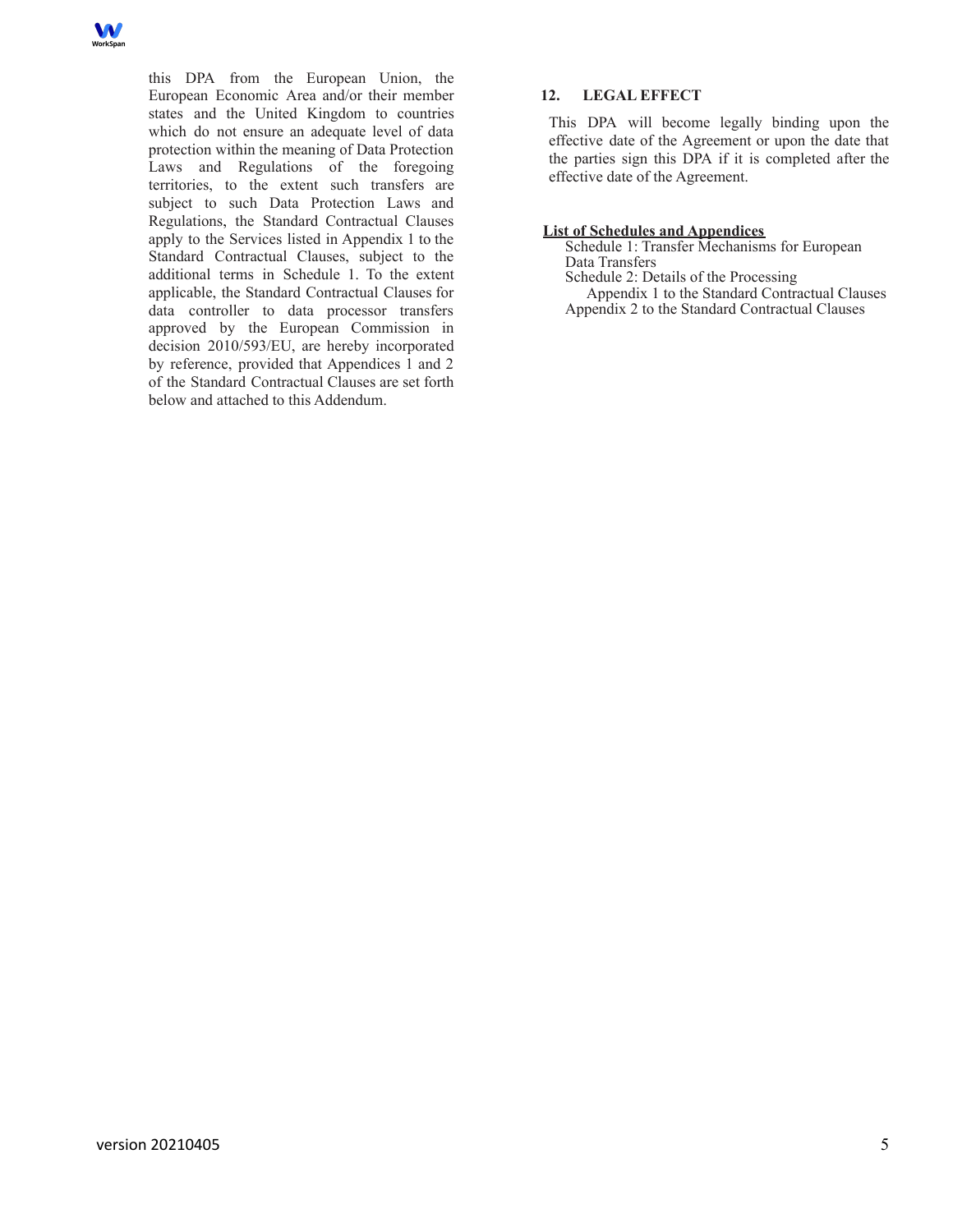this DPA from the European Union, the European Economic Area and/or their member states and the United Kingdom to countries which do not ensure an adequate level of data protection within the meaning of Data Protection Laws and Regulations of the foregoing territories, to the extent such transfers are subject to such Data Protection Laws and Regulations, the Standard Contractual Clauses apply to the Services listed in Appendix 1 to the Standard Contractual Clauses, subject to the additional terms in Schedule 1. To the extent applicable, the Standard Contractual Clauses for data controller to data processor transfers approved by the European Commission in decision 2010/593/EU, are hereby incorporated by reference, provided that Appendices 1 and 2 of the Standard Contractual Clauses are set forth below and attached to this Addendum.

## 12. LEGAL EFFECT

This DPA will become legally binding upon the effective date of the Agreement or upon the date that the parties sign this DPA if it is completed after the effective date of the Agreement.

**List of Schedules and Appendices**

- Schedule 1: Transfer Mechanisms for European Data Transfers
- Schedule 2: Details of the Processing
  - Appendix 1 to the Standard Contractual Clauses
- Appendix 2 to the Standard Contractual Clauses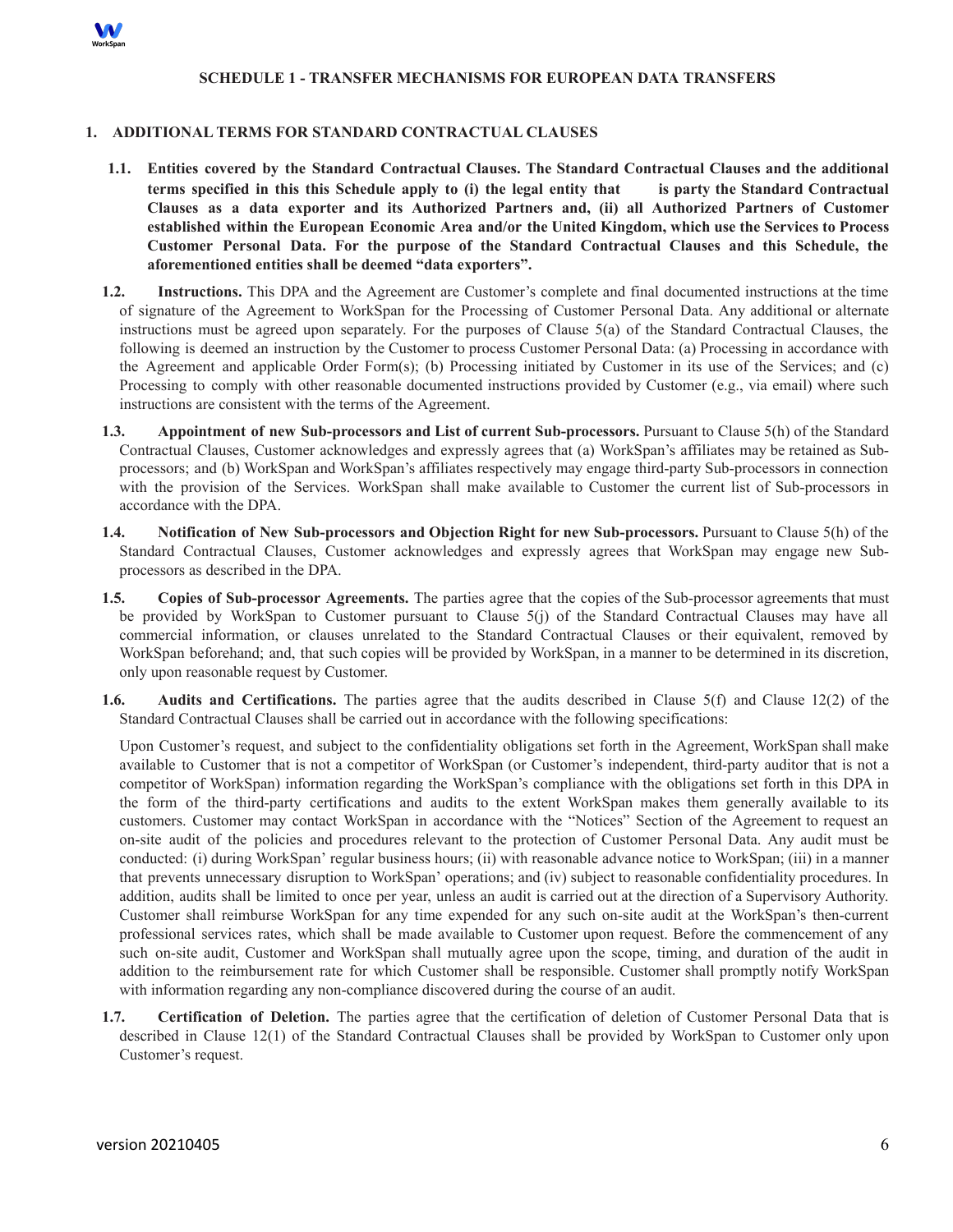### SCHEDULE 1 - TRANSFER MECHANISMS FOR EUROPEAN DATA TRANSFERS

## 1. ADDITIONAL TERMS FOR STANDARD CONTRACTUAL CLAUSES

**1.1. Entities covered by the Standard Contractual Clauses. The Standard Contractual Clauses and the additional terms specified in this this Schedule apply to (i) the legal entity that is party the Standard Contractual Clauses as a data exporter and its Authorized Partners and, (ii) all Authorized Partners of Customer established within the European Economic Area and/or the United Kingdom, which use the Services to Process Customer Personal Data. For the purpose of the Standard Contractual Clauses and this Schedule, the aforementioned entities shall be deemed "data exporters".**

**1.2. Instructions.** This DPA and the Agreement are Customer's complete and final documented instructions at the time of signature of the Agreement to WorkSpan for the Processing of Customer Personal Data. Any additional or alternate instructions must be agreed upon separately. For the purposes of Clause 5(a) of the Standard Contractual Clauses, the following is deemed an instruction by the Customer to process Customer Personal Data: (a) Processing in accordance with the Agreement and applicable Order Form(s); (b) Processing initiated by Customer in its use of the Services; and (c) Processing to comply with other reasonable documented instructions provided by Customer (e.g., via email) where such instructions are consistent with the terms of the Agreement.

**1.3. Appointment of new Sub-processors and List of current Sub-processors.** Pursuant to Clause 5(h) of the Standard Contractual Clauses, Customer acknowledges and expressly agrees that (a) WorkSpan's affiliates may be retained as Sub-processors; and (b) WorkSpan and WorkSpan's affiliates respectively may engage third-party Sub-processors in connection with the provision of the Services. WorkSpan shall make available to Customer the current list of Sub-processors in accordance with the DPA.

**1.4. Notification of New Sub-processors and Objection Right for new Sub-processors.** Pursuant to Clause 5(h) of the Standard Contractual Clauses, Customer acknowledges and expressly agrees that WorkSpan may engage new Sub-processors as described in the DPA.

**1.5. Copies of Sub-processor Agreements.** The parties agree that the copies of the Sub-processor agreements that must be provided by WorkSpan to Customer pursuant to Clause 5(j) of the Standard Contractual Clauses may have all commercial information, or clauses unrelated to the Standard Contractual Clauses or their equivalent, removed by WorkSpan beforehand; and, that such copies will be provided by WorkSpan, in a manner to be determined in its discretion, only upon reasonable request by Customer.

**1.6. Audits and Certifications.** The parties agree that the audits described in Clause 5(f) and Clause 12(2) of the Standard Contractual Clauses shall be carried out in accordance with the following specifications:

Upon Customer's request, and subject to the confidentiality obligations set forth in the Agreement, WorkSpan shall make available to Customer that is not a competitor of WorkSpan (or Customer's independent, third-party auditor that is not a competitor of WorkSpan) information regarding the WorkSpan's compliance with the obligations set forth in this DPA in the form of the third-party certifications and audits to the extent WorkSpan makes them generally available to its customers. Customer may contact WorkSpan in accordance with the "Notices" Section of the Agreement to request an on-site audit of the policies and procedures relevant to the protection of Customer Personal Data. Any audit must be conducted: (i) during WorkSpan' regular business hours; (ii) with reasonable advance notice to WorkSpan; (iii) in a manner that prevents unnecessary disruption to WorkSpan' operations; and (iv) subject to reasonable confidentiality procedures. In addition, audits shall be limited to once per year, unless an audit is carried out at the direction of a Supervisory Authority. Customer shall reimburse WorkSpan for any time expended for any such on-site audit at the WorkSpan's then-current professional services rates, which shall be made available to Customer upon request. Before the commencement of any such on-site audit, Customer and WorkSpan shall mutually agree upon the scope, timing, and duration of the audit in addition to the reimbursement rate for which Customer shall be responsible. Customer shall promptly notify WorkSpan with information regarding any non-compliance discovered during the course of an audit.

**1.7. Certification of Deletion.** The parties agree that the certification of deletion of Customer Personal Data that is described in Clause 12(1) of the Standard Contractual Clauses shall be provided by WorkSpan to Customer only upon Customer's request.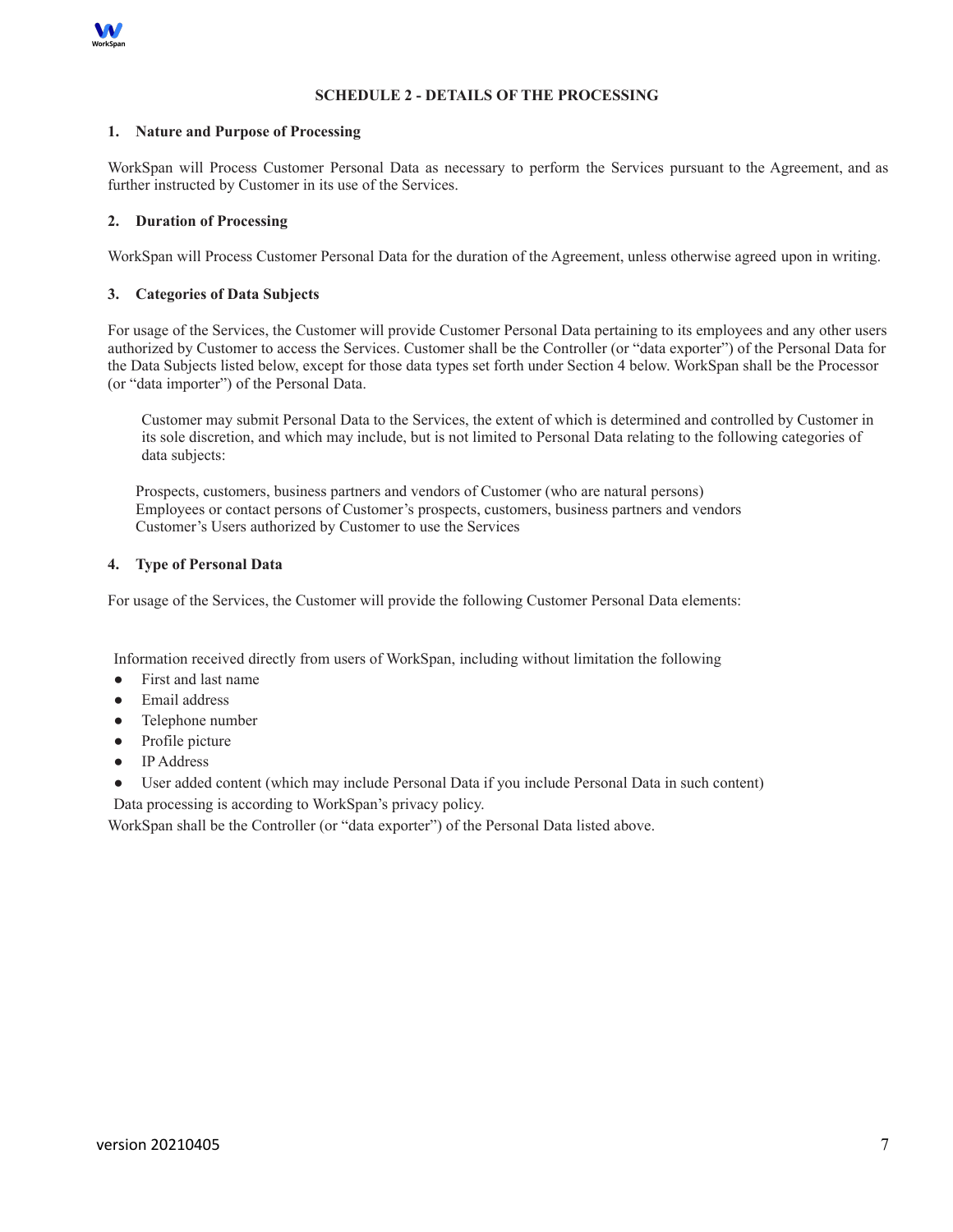# SCHEDULE 2 - DETAILS OF THE PROCESSING

## 1. Nature and Purpose of Processing

WorkSpan will Process Customer Personal Data as necessary to perform the Services pursuant to the Agreement, and as further instructed by Customer in its use of the Services.

## 2. Duration of Processing

WorkSpan will Process Customer Personal Data for the duration of the Agreement, unless otherwise agreed upon in writing.

## 3. Categories of Data Subjects

For usage of the Services, the Customer will provide Customer Personal Data pertaining to its employees and any other users authorized by Customer to access the Services. Customer shall be the Controller (or "data exporter") of the Personal Data for the Data Subjects listed below, except for those data types set forth under Section 4 below. WorkSpan shall be the Processor (or "data importer") of the Personal Data.

Customer may submit Personal Data to the Services, the extent of which is determined and controlled by Customer in its sole discretion, and which may include, but is not limited to Personal Data relating to the following categories of data subjects:

Prospects, customers, business partners and vendors of Customer (who are natural persons)
Employees or contact persons of Customer's prospects, customers, business partners and vendors
Customer's Users authorized by Customer to use the Services

## 4. Type of Personal Data

For usage of the Services, the Customer will provide the following Customer Personal Data elements:

Information received directly from users of WorkSpan, including without limitation the following

- First and last name
- Email address
- Telephone number
- Profile picture
- IP Address
- User added content (which may include Personal Data if you include Personal Data in such content)

Data processing is according to WorkSpan's privacy policy.

WorkSpan shall be the Controller (or "data exporter") of the Personal Data listed above.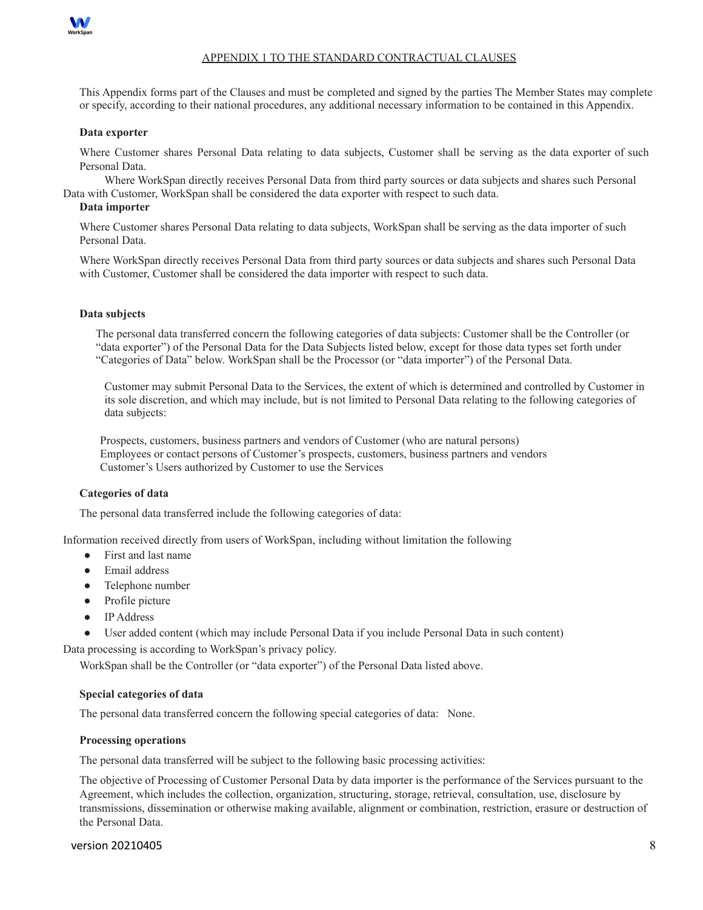## APPENDIX 1 TO THE STANDARD CONTRACTUAL CLAUSES

This Appendix forms part of the Clauses and must be completed and signed by the parties The Member States may complete or specify, according to their national procedures, any additional necessary information to be contained in this Appendix.

**Data exporter**

Where Customer shares Personal Data relating to data subjects, Customer shall be serving as the data exporter of such Personal Data.

Where WorkSpan directly receives Personal Data from third party sources or data subjects and shares such Personal Data with Customer, WorkSpan shall be considered the data exporter with respect to such data.

**Data importer**

Where Customer shares Personal Data relating to data subjects, WorkSpan shall be serving as the data importer of such Personal Data.

Where WorkSpan directly receives Personal Data from third party sources or data subjects and shares such Personal Data with Customer, Customer shall be considered the data importer with respect to such data.

**Data subjects**

The personal data transferred concern the following categories of data subjects: Customer shall be the Controller (or "data exporter") of the Personal Data for the Data Subjects listed below, except for those data types set forth under "Categories of Data" below. WorkSpan shall be the Processor (or "data importer") of the Personal Data.

Customer may submit Personal Data to the Services, the extent of which is determined and controlled by Customer in its sole discretion, and which may include, but is not limited to Personal Data relating to the following categories of data subjects:

Prospects, customers, business partners and vendors of Customer (who are natural persons)
Employees or contact persons of Customer's prospects, customers, business partners and vendors
Customer's Users authorized by Customer to use the Services

**Categories of data**

The personal data transferred include the following categories of data:

Information received directly from users of WorkSpan, including without limitation the following

- First and last name
- Email address
- Telephone number
- Profile picture
- IP Address
- User added content (which may include Personal Data if you include Personal Data in such content)

Data processing is according to WorkSpan's privacy policy.

WorkSpan shall be the Controller (or "data exporter") of the Personal Data listed above.

**Special categories of data**

The personal data transferred concern the following special categories of data: None.

**Processing operations**

The personal data transferred will be subject to the following basic processing activities:

The objective of Processing of Customer Personal Data by data importer is the performance of the Services pursuant to the Agreement, which includes the collection, organization, structuring, storage, retrieval, consultation, use, disclosure by transmissions, dissemination or otherwise making available, alignment or combination, restriction, erasure or destruction of the Personal Data.

version 20210405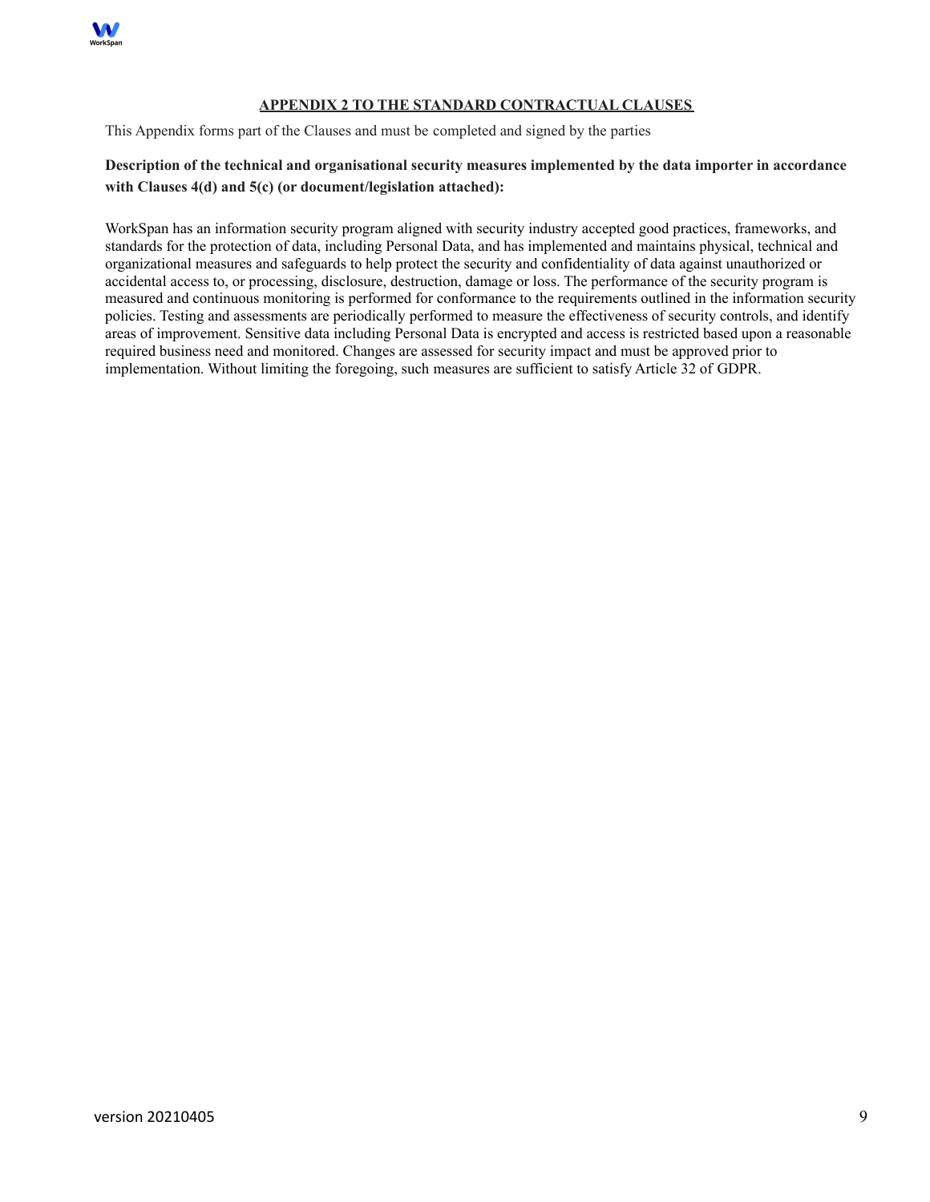## APPENDIX 2 TO THE STANDARD CONTRACTUAL CLAUSES

This Appendix forms part of the Clauses and must be completed and signed by the parties

**Description of the technical and organisational security measures implemented by the data importer in accordance with Clauses 4(d) and 5(c) (or document/legislation attached):**

WorkSpan has an information security program aligned with security industry accepted good practices, frameworks, and standards for the protection of data, including Personal Data, and has implemented and maintains physical, technical and organizational measures and safeguards to help protect the security and confidentiality of data against unauthorized or accidental access to, or processing, disclosure, destruction, damage or loss. The performance of the security program is measured and continuous monitoring is performed for conformance to the requirements outlined in the information security policies. Testing and assessments are periodically performed to measure the effectiveness of security controls, and identify areas of improvement. Sensitive data including Personal Data is encrypted and access is restricted based upon a reasonable required business need and monitored. Changes are assessed for security impact and must be approved prior to implementation. Without limiting the foregoing, such measures are sufficient to satisfy Article 32 of GDPR.